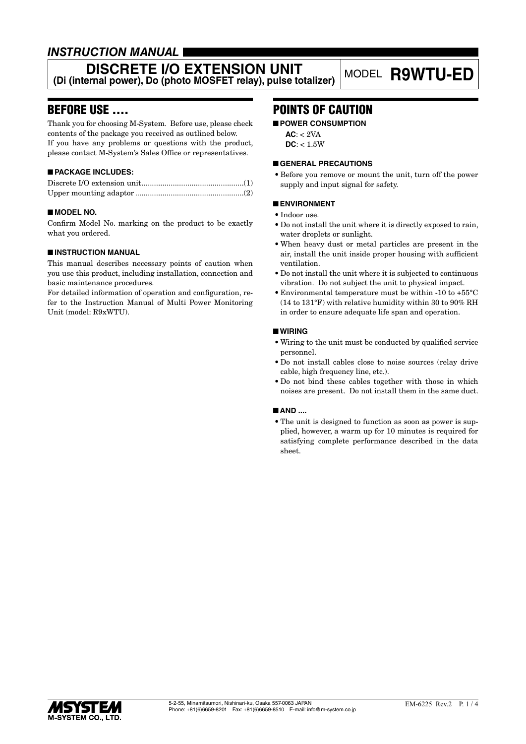*INSTRUCTION MANUAL*

# DISCRETE I/O EXTENSION UNIT
**(Di (internal power), Do (photo MOSFET relay), pulse totalizer)**

MODEL **R9WTU-ED**

## BEFORE USE ....

Thank you for choosing M-System. Before use, please check contents of the package you received as outlined below.
If you have any problems or questions with the product, please contact M-System's Sales Office or representatives.

### ■ PACKAGE INCLUDES:

Discrete I/O extension unit.................................................(1)
Upper mounting adaptor....................................................(2)

### ■ MODEL NO.

Confirm Model No. marking on the product to be exactly what you ordered.

### ■ INSTRUCTION MANUAL

This manual describes necessary points of caution when you use this product, including installation, connection and basic maintenance procedures.
For detailed information of operation and configuration, refer to the Instruction Manual of Multi Power Monitoring Unit (model: R9xWTU).

## POINTS OF CAUTION

### ■ POWER CONSUMPTION

**AC**: < 2VA
**DC**: < 1.5W

### ■ GENERAL PRECAUTIONS

- Before you remove or mount the unit, turn off the power supply and input signal for safety.

### ■ ENVIRONMENT

- Indoor use.
- Do not install the unit where it is directly exposed to rain, water droplets or sunlight.
- When heavy dust or metal particles are present in the air, install the unit inside proper housing with sufficient ventilation.
- Do not install the unit where it is subjected to continuous vibration. Do not subject the unit to physical impact.
- Environmental temperature must be within -10 to +55°C (14 to 131°F) with relative humidity within 30 to 90% RH in order to ensure adequate life span and operation.

### ■ WIRING

- Wiring to the unit must be conducted by qualified service personnel.
- Do not install cables close to noise sources (relay drive cable, high frequency line, etc.).
- Do not bind these cables together with those in which noises are present. Do not install them in the same duct.

### ■ AND ....

- The unit is designed to function as soon as power is supplied, however, a warm up for 10 minutes is required for satisfying complete performance described in the data sheet.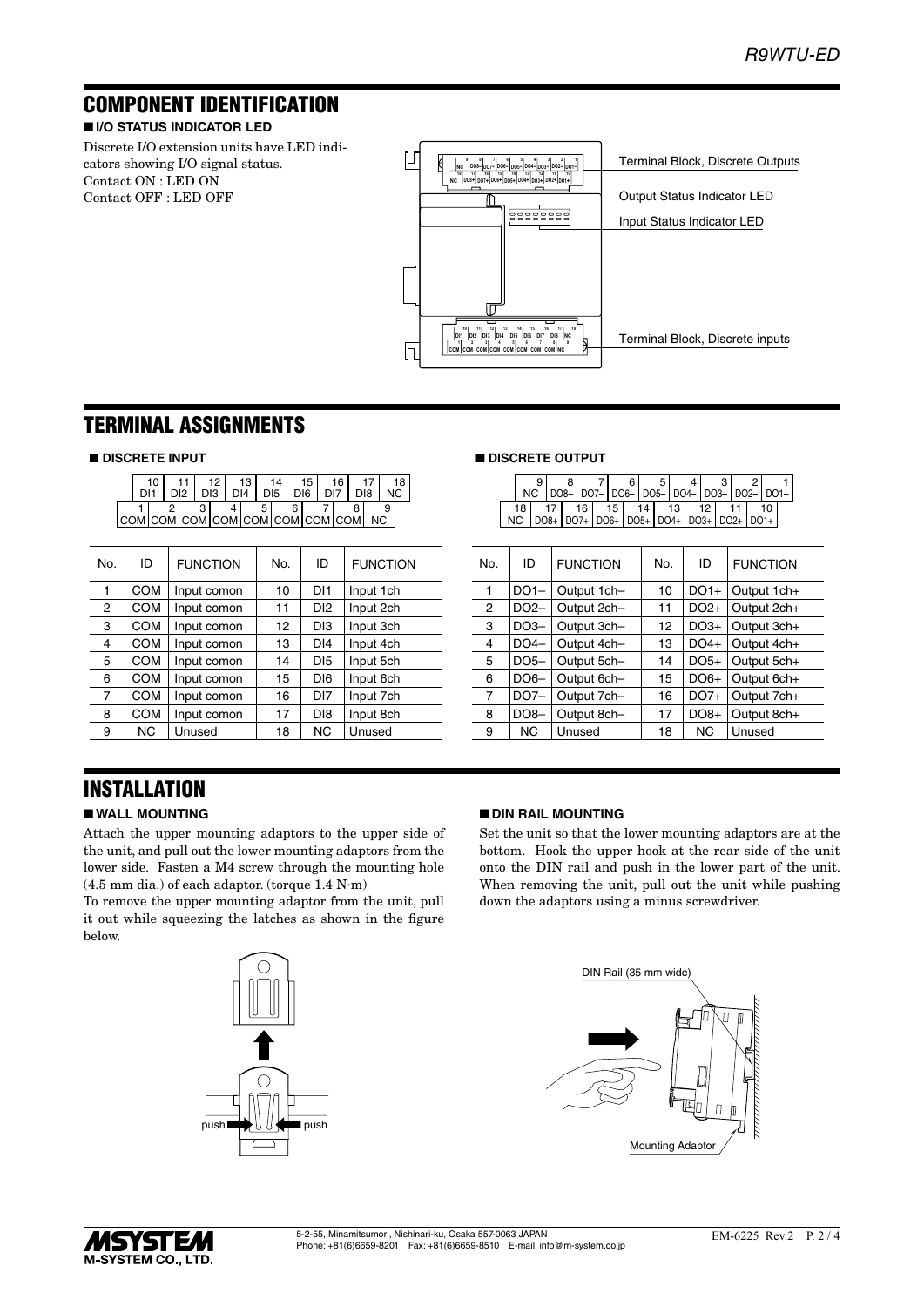## COMPONENT IDENTIFICATION

### ■ I/O STATUS INDICATOR LED

Discrete I/O extension units have LED indicators showing I/O signal status.
Contact ON : LED ON
Contact OFF : LED OFF

Terminal Block, Discrete Outputs

Output Status Indicator LED

Input Status Indicator LED

Terminal Block, Discrete inputs

## TERMINAL ASSIGNMENTS

### ■ DISCRETE INPUT

| 10 DI1 | 11 DI2 | 12 DI3 | 13 DI4 | 14 DI5 | 15 DI6 | 16 DI7 | 17 DI8 | 18 NC |
|---|---|---|---|---|---|---|---|---|
| 1 COM | 2 COM | 3 COM | 4 COM | 5 COM | 6 COM | 7 COM | 8 COM | 9 NC |

| No. | ID | FUNCTION | No. | ID | FUNCTION |
|---|---|---|---|---|---|
| 1 | COM | Input comon | 10 | DI1 | Input 1ch |
| 2 | COM | Input comon | 11 | DI2 | Input 2ch |
| 3 | COM | Input comon | 12 | DI3 | Input 3ch |
| 4 | COM | Input comon | 13 | DI4 | Input 4ch |
| 5 | COM | Input comon | 14 | DI5 | Input 5ch |
| 6 | COM | Input comon | 15 | DI6 | Input 6ch |
| 7 | COM | Input comon | 16 | DI7 | Input 7ch |
| 8 | COM | Input comon | 17 | DI8 | Input 8ch |
| 9 | NC | Unused | 18 | NC | Unused |

### ■ DISCRETE OUTPUT

| 9 NC | 8 DO8– | 7 DO7– | 6 DO6– | 5 DO5– | 4 DO4– | 3 DO3– | 2 DO2– | 1 DO1– |
|---|---|---|---|---|---|---|---|---|
| 18 NC | 17 DO8+ | 16 DO7+ | 15 DO6+ | 14 DO5+ | 13 DO4+ | 12 DO3+ | 11 DO2+ | 10 DO1+ |

| No. | ID | FUNCTION | No. | ID | FUNCTION |
|---|---|---|---|---|---|
| 1 | DO1– | Output 1ch– | 10 | DO1+ | Output 1ch+ |
| 2 | DO2– | Output 2ch– | 11 | DO2+ | Output 2ch+ |
| 3 | DO3– | Output 3ch– | 12 | DO3+ | Output 3ch+ |
| 4 | DO4– | Output 4ch– | 13 | DO4+ | Output 4ch+ |
| 5 | DO5– | Output 5ch– | 14 | DO5+ | Output 5ch+ |
| 6 | DO6– | Output 6ch– | 15 | DO6+ | Output 6ch+ |
| 7 | DO7– | Output 7ch– | 16 | DO7+ | Output 7ch+ |
| 8 | DO8– | Output 8ch– | 17 | DO8+ | Output 8ch+ |
| 9 | NC | Unused | 18 | NC | Unused |

## INSTALLATION

### ■ WALL MOUNTING

Attach the upper mounting adaptors to the upper side of the unit, and pull out the lower mounting adaptors from the lower side. Fasten a M4 screw through the mounting hole (4.5 mm dia.) of each adaptor. (torque 1.4 N·m)

To remove the upper mounting adaptor from the unit, pull it out while squeezing the latches as shown in the figure below.

push    push

### ■ DIN RAIL MOUNTING

Set the unit so that the lower mounting adaptors are at the bottom. Hook the upper hook at the rear side of the unit onto the DIN rail and push in the lower part of the unit. When removing the unit, pull out the unit while pushing down the adaptors using a minus screwdriver.

DIN Rail (35 mm wide)

Mounting Adaptor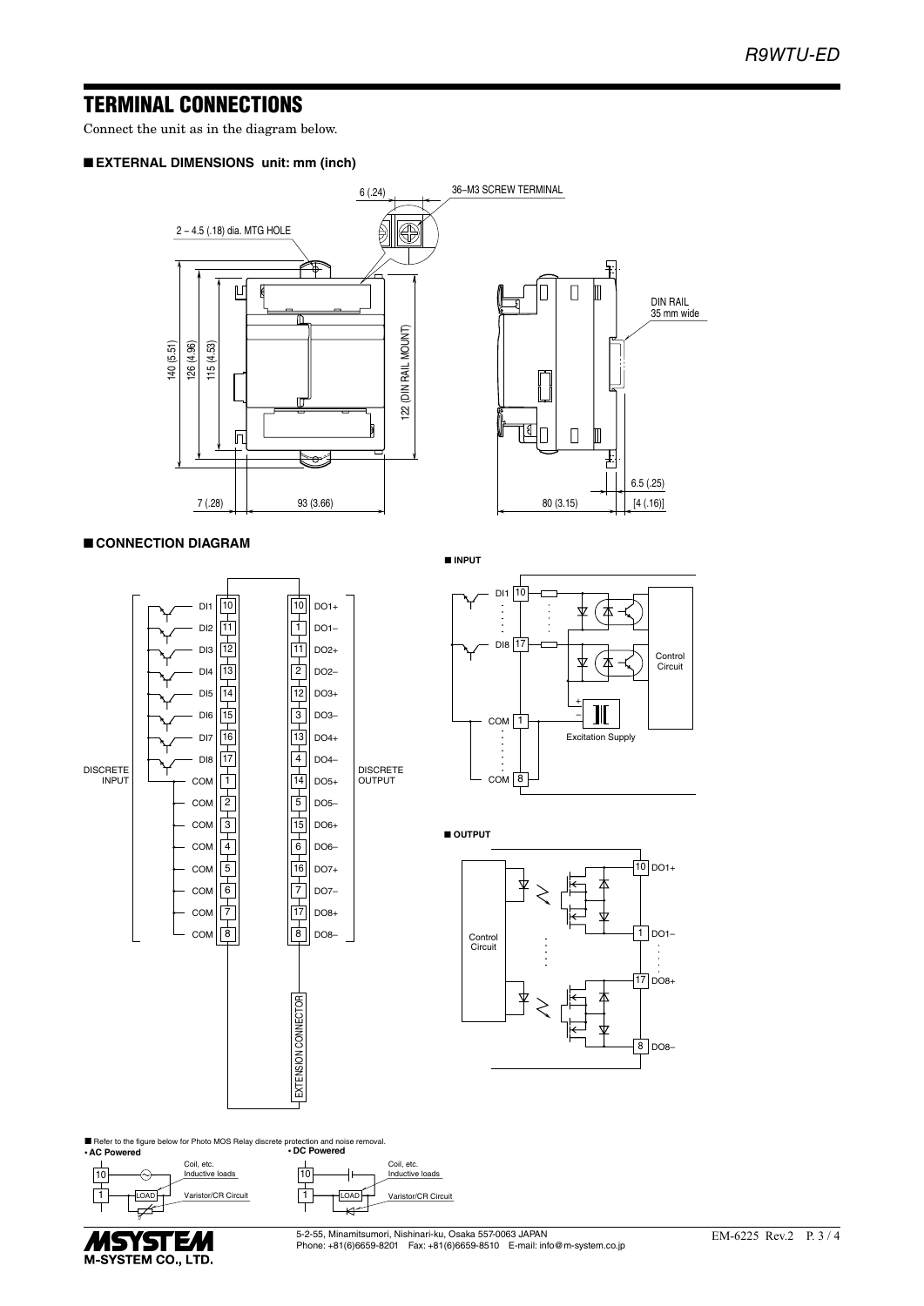## TERMINAL CONNECTIONS

Connect the unit as in the diagram below.

### ■ EXTERNAL DIMENSIONS unit: mm (inch)

2 – 4.5 (.18) dia. MTG HOLE

6 (.24)

36–M3 SCREW TERMINAL

140 (5.51)

126 (4.96)

115 (4.53)

122 (DIN RAIL MOUNT)

7 (.28)

93 (3.66)

DIN RAIL 35 mm wide

6.5 (.25)

80 (3.15)

[4 (.16)]

### ■ CONNECTION DIAGRAM

| DISCRETE INPUT | Terminal | Terminal | DISCRETE OUTPUT |
|---|---|---|---|
| DI1 | 10 | 10 | DO1+ |
| DI2 | 11 | 1 | DO1– |
| DI3 | 12 | 11 | DO2+ |
| DI4 | 13 | 2 | DO2– |
| DI5 | 14 | 12 | DO3+ |
| DI6 | 15 | 3 | DO3– |
| DI7 | 16 | 13 | DO4+ |
| DI8 | 17 | 4 | DO4– |
| COM | 1 | 14 | DO5+ |
| COM | 2 | 5 | DO5– |
| COM | 3 | 15 | DO6+ |
| COM | 4 | 6 | DO6– |
| COM | 5 | 16 | DO7+ |
| COM | 6 | 7 | DO7– |
| COM | 7 | 17 | DO8+ |
| COM | 8 | 8 | DO8– |

EXTENSION CONNECTOR

**■ INPUT**

DI1 10 … DI8 17, COM 1 … COM 8, Excitation Supply, Control Circuit

**■ OUTPUT**

Control Circuit, 10 DO1+, 1 DO1–, … 17 DO8+, 8 DO8–

■ Refer to the figure below for Photo MOS Relay discrete protection and noise removal.

- **AC Powered**: 10, 1, LOAD, Coil, etc. Inductive loads, Varistor/CR Circuit
- **DC Powered**: 10, 1, LOAD, Coil, etc. Inductive loads, Varistor/CR Circuit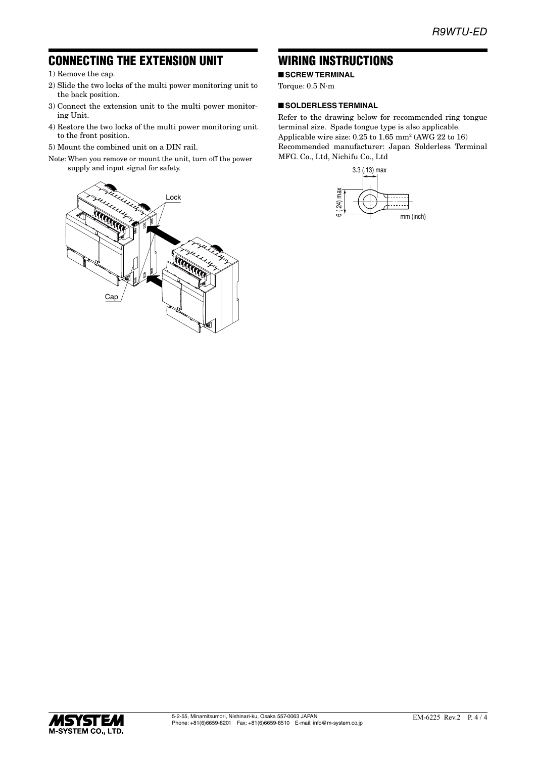## CONNECTING THE EXTENSION UNIT

1) Remove the cap.
2) Slide the two locks of the multi power monitoring unit to the back position.
3) Connect the extension unit to the multi power monitoring Unit.
4) Restore the two locks of the multi power monitoring unit to the front position.
5) Mount the combined unit on a DIN rail.

Note: When you remove or mount the unit, turn off the power supply and input signal for safety.

Lock

Cap

## WIRING INSTRUCTIONS

### ■ SCREW TERMINAL

Torque: 0.5 N·m

### ■ SOLDERLESS TERMINAL

Refer to the drawing below for recommended ring tongue terminal size. Spade tongue type is also applicable.
Applicable wire size: 0.25 to 1.65 mm$^2$ (AWG 22 to 16)
Recommended manufacturer: Japan Solderless Terminal MFG. Co., Ltd, Nichifu Co., Ltd

3.3 (.13) max

6 (.24) max

mm (inch)